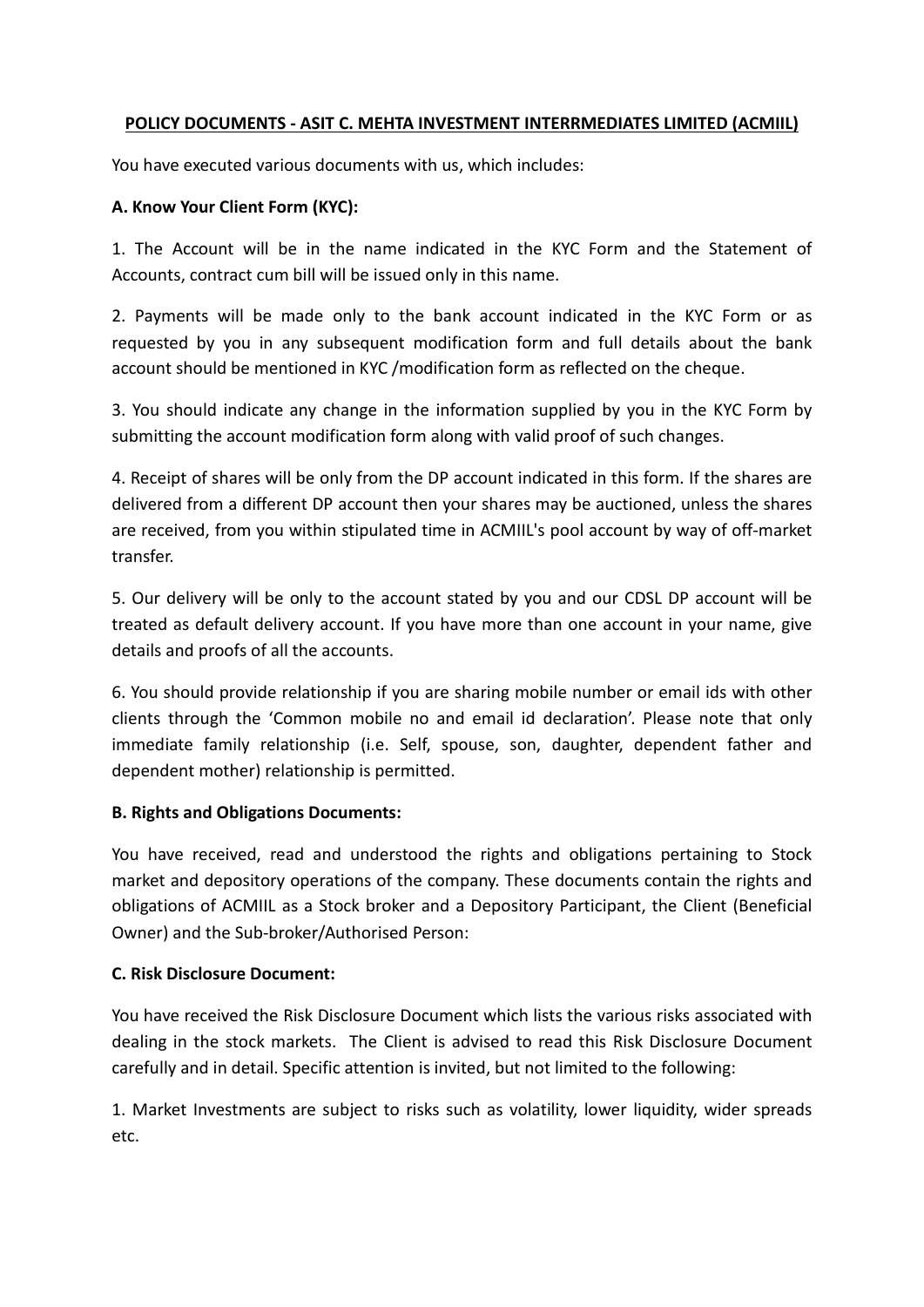# POLICY DOCUMENTS - ASIT C. MEHTA INVESTMENT INTERRMEDIATES LIMITED (ACMIIL)

You have executed various documents with us, which includes:

**A. Know Your Client Form (KYC):**

1. The Account will be in the name indicated in the KYC Form and the Statement of Accounts, contract cum bill will be issued only in this name.

2. Payments will be made only to the bank account indicated in the KYC Form or as requested by you in any subsequent modification form and full details about the bank account should be mentioned in KYC /modification form as reflected on the cheque.

3. You should indicate any change in the information supplied by you in the KYC Form by submitting the account modification form along with valid proof of such changes.

4. Receipt of shares will be only from the DP account indicated in this form. If the shares are delivered from a different DP account then your shares may be auctioned, unless the shares are received, from you within stipulated time in ACMIIL's pool account by way of off-market transfer.

5. Our delivery will be only to the account stated by you and our CDSL DP account will be treated as default delivery account. If you have more than one account in your name, give details and proofs of all the accounts.

6. You should provide relationship if you are sharing mobile number or email ids with other clients through the 'Common mobile no and email id declaration'. Please note that only immediate family relationship (i.e. Self, spouse, son, daughter, dependent father and dependent mother) relationship is permitted.

**B. Rights and Obligations Documents:**

You have received, read and understood the rights and obligations pertaining to Stock market and depository operations of the company. These documents contain the rights and obligations of ACMIIL as a Stock broker and a Depository Participant, the Client (Beneficial Owner) and the Sub-broker/Authorised Person:

**C. Risk Disclosure Document:**

You have received the Risk Disclosure Document which lists the various risks associated with dealing in the stock markets. The Client is advised to read this Risk Disclosure Document carefully and in detail. Specific attention is invited, but not limited to the following:

1. Market Investments are subject to risks such as volatility, lower liquidity, wider spreads etc.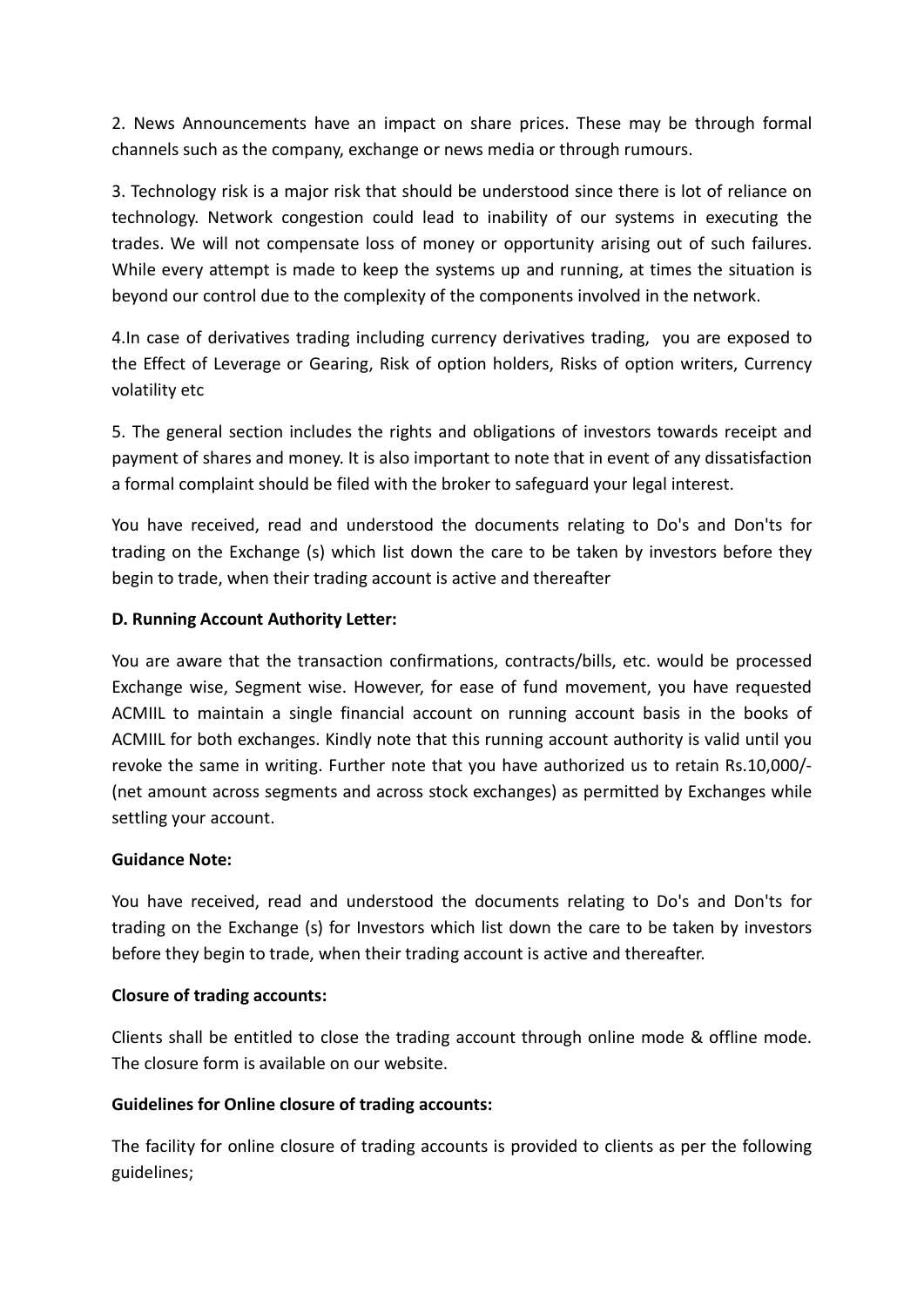2. News Announcements have an impact on share prices. These may be through formal channels such as the company, exchange or news media or through rumours.

3. Technology risk is a major risk that should be understood since there is lot of reliance on technology. Network congestion could lead to inability of our systems in executing the trades. We will not compensate loss of money or opportunity arising out of such failures. While every attempt is made to keep the systems up and running, at times the situation is beyond our control due to the complexity of the components involved in the network.

4.In case of derivatives trading including currency derivatives trading, you are exposed to the Effect of Leverage or Gearing, Risk of option holders, Risks of option writers, Currency volatility etc

5. The general section includes the rights and obligations of investors towards receipt and payment of shares and money. It is also important to note that in event of any dissatisfaction a formal complaint should be filed with the broker to safeguard your legal interest.

You have received, read and understood the documents relating to Do's and Don'ts for trading on the Exchange (s) which list down the care to be taken by investors before they begin to trade, when their trading account is active and thereafter

**D. Running Account Authority Letter:**

You are aware that the transaction confirmations, contracts/bills, etc. would be processed Exchange wise, Segment wise. However, for ease of fund movement, you have requested ACMIIL to maintain a single financial account on running account basis in the books of ACMIIL for both exchanges. Kindly note that this running account authority is valid until you revoke the same in writing. Further note that you have authorized us to retain Rs.10,000/- (net amount across segments and across stock exchanges) as permitted by Exchanges while settling your account.

**Guidance Note:**

You have received, read and understood the documents relating to Do's and Don'ts for trading on the Exchange (s) for Investors which list down the care to be taken by investors before they begin to trade, when their trading account is active and thereafter.

**Closure of trading accounts:**

Clients shall be entitled to close the trading account through online mode & offline mode. The closure form is available on our website.

**Guidelines for Online closure of trading accounts:**

The facility for online closure of trading accounts is provided to clients as per the following guidelines;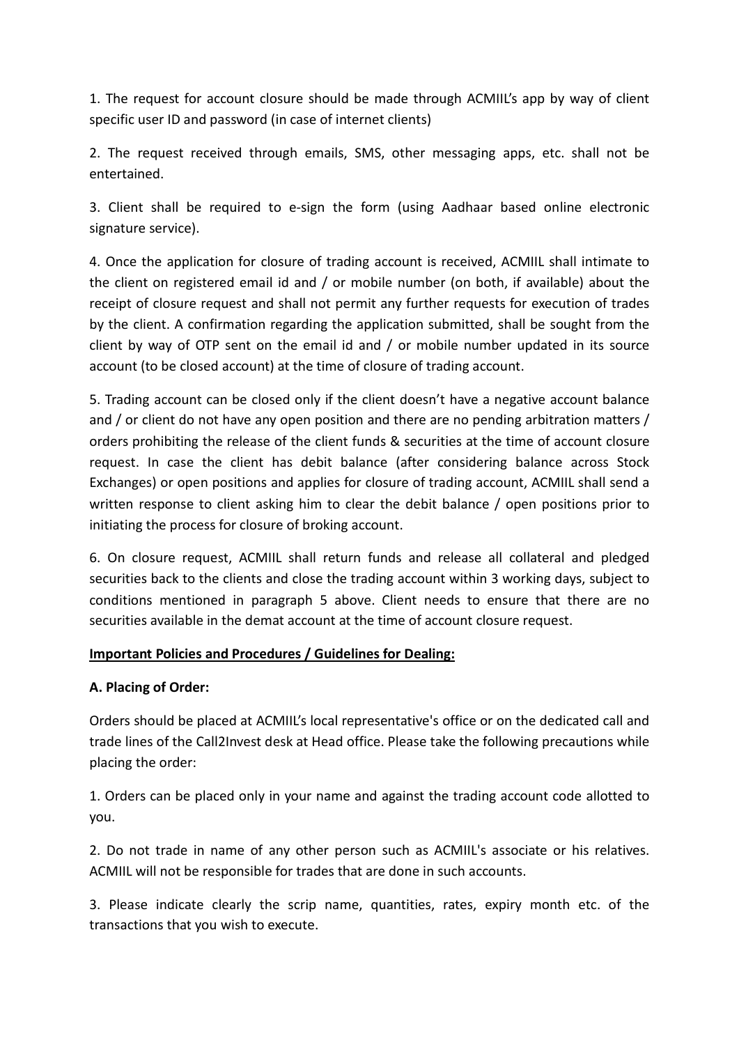1. The request for account closure should be made through ACMIIL's app by way of client specific user ID and password (in case of internet clients)

2. The request received through emails, SMS, other messaging apps, etc. shall not be entertained.

3. Client shall be required to e-sign the form (using Aadhaar based online electronic signature service).

4. Once the application for closure of trading account is received, ACMIIL shall intimate to the client on registered email id and / or mobile number (on both, if available) about the receipt of closure request and shall not permit any further requests for execution of trades by the client. A confirmation regarding the application submitted, shall be sought from the client by way of OTP sent on the email id and / or mobile number updated in its source account (to be closed account) at the time of closure of trading account.

5. Trading account can be closed only if the client doesn't have a negative account balance and / or client do not have any open position and there are no pending arbitration matters / orders prohibiting the release of the client funds & securities at the time of account closure request. In case the client has debit balance (after considering balance across Stock Exchanges) or open positions and applies for closure of trading account, ACMIIL shall send a written response to client asking him to clear the debit balance / open positions prior to initiating the process for closure of broking account.

6. On closure request, ACMIIL shall return funds and release all collateral and pledged securities back to the clients and close the trading account within 3 working days, subject to conditions mentioned in paragraph 5 above. Client needs to ensure that there are no securities available in the demat account at the time of account closure request.

**Important Policies and Procedures / Guidelines for Dealing:**

**A. Placing of Order:**

Orders should be placed at ACMIIL's local representative's office or on the dedicated call and trade lines of the Call2Invest desk at Head office. Please take the following precautions while placing the order:

1. Orders can be placed only in your name and against the trading account code allotted to you.

2. Do not trade in name of any other person such as ACMIIL's associate or his relatives. ACMIIL will not be responsible for trades that are done in such accounts.

3. Please indicate clearly the scrip name, quantities, rates, expiry month etc. of the transactions that you wish to execute.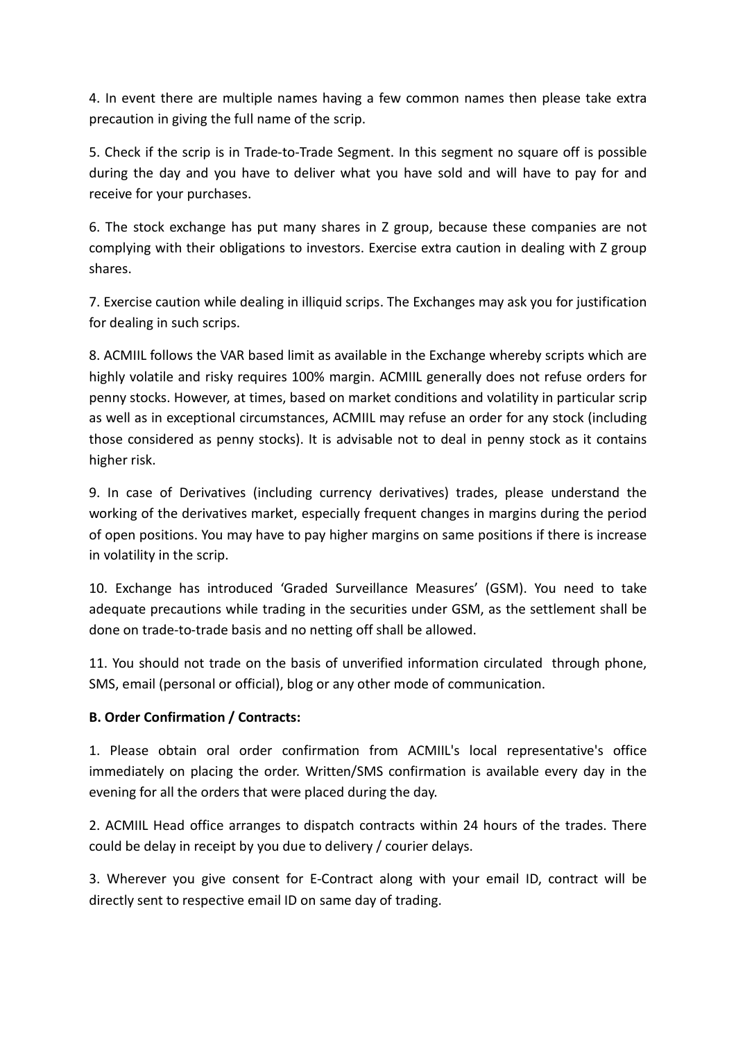4. In event there are multiple names having a few common names then please take extra precaution in giving the full name of the scrip.

5. Check if the scrip is in Trade-to-Trade Segment. In this segment no square off is possible during the day and you have to deliver what you have sold and will have to pay for and receive for your purchases.

6. The stock exchange has put many shares in Z group, because these companies are not complying with their obligations to investors. Exercise extra caution in dealing with Z group shares.

7. Exercise caution while dealing in illiquid scrips. The Exchanges may ask you for justification for dealing in such scrips.

8. ACMIIL follows the VAR based limit as available in the Exchange whereby scripts which are highly volatile and risky requires 100% margin. ACMIIL generally does not refuse orders for penny stocks. However, at times, based on market conditions and volatility in particular scrip as well as in exceptional circumstances, ACMIIL may refuse an order for any stock (including those considered as penny stocks). It is advisable not to deal in penny stock as it contains higher risk.

9. In case of Derivatives (including currency derivatives) trades, please understand the working of the derivatives market, especially frequent changes in margins during the period of open positions. You may have to pay higher margins on same positions if there is increase in volatility in the scrip.

10. Exchange has introduced 'Graded Surveillance Measures' (GSM). You need to take adequate precautions while trading in the securities under GSM, as the settlement shall be done on trade-to-trade basis and no netting off shall be allowed.

11. You should not trade on the basis of unverified information circulated through phone, SMS, email (personal or official), blog or any other mode of communication.

**B. Order Confirmation / Contracts:**

1. Please obtain oral order confirmation from ACMIIL's local representative's office immediately on placing the order. Written/SMS confirmation is available every day in the evening for all the orders that were placed during the day.

2. ACMIIL Head office arranges to dispatch contracts within 24 hours of the trades. There could be delay in receipt by you due to delivery / courier delays.

3. Wherever you give consent for E-Contract along with your email ID, contract will be directly sent to respective email ID on same day of trading.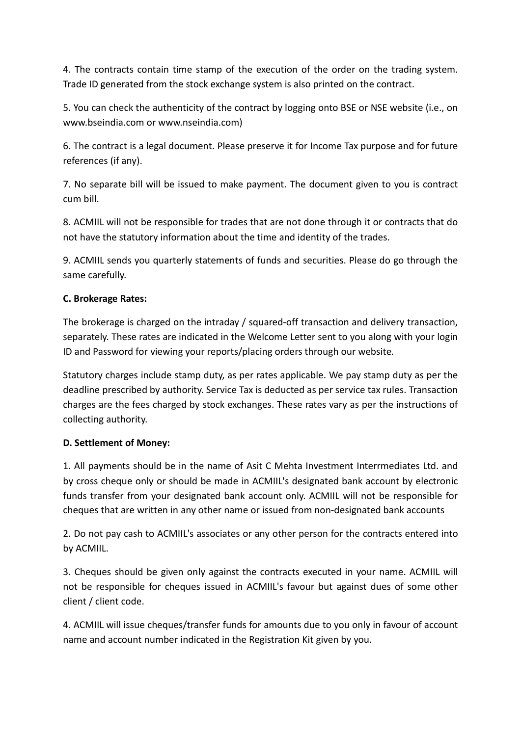4. The contracts contain time stamp of the execution of the order on the trading system. Trade ID generated from the stock exchange system is also printed on the contract.

5. You can check the authenticity of the contract by logging onto BSE or NSE website (i.e., on www.bseindia.com or www.nseindia.com)

6. The contract is a legal document. Please preserve it for Income Tax purpose and for future references (if any).

7. No separate bill will be issued to make payment. The document given to you is contract cum bill.

8. ACMIIL will not be responsible for trades that are not done through it or contracts that do not have the statutory information about the time and identity of the trades.

9. ACMIIL sends you quarterly statements of funds and securities. Please do go through the same carefully.

**C. Brokerage Rates:**

The brokerage is charged on the intraday / squared-off transaction and delivery transaction, separately. These rates are indicated in the Welcome Letter sent to you along with your login ID and Password for viewing your reports/placing orders through our website.

Statutory charges include stamp duty, as per rates applicable. We pay stamp duty as per the deadline prescribed by authority. Service Tax is deducted as per service tax rules. Transaction charges are the fees charged by stock exchanges. These rates vary as per the instructions of collecting authority.

**D. Settlement of Money:**

1. All payments should be in the name of Asit C Mehta Investment Interrmediates Ltd. and by cross cheque only or should be made in ACMIIL's designated bank account by electronic funds transfer from your designated bank account only. ACMIIL will not be responsible for cheques that are written in any other name or issued from non-designated bank accounts

2. Do not pay cash to ACMIIL's associates or any other person for the contracts entered into by ACMIIL.

3. Cheques should be given only against the contracts executed in your name. ACMIIL will not be responsible for cheques issued in ACMIIL's favour but against dues of some other client / client code.

4. ACMIIL will issue cheques/transfer funds for amounts due to you only in favour of account name and account number indicated in the Registration Kit given by you.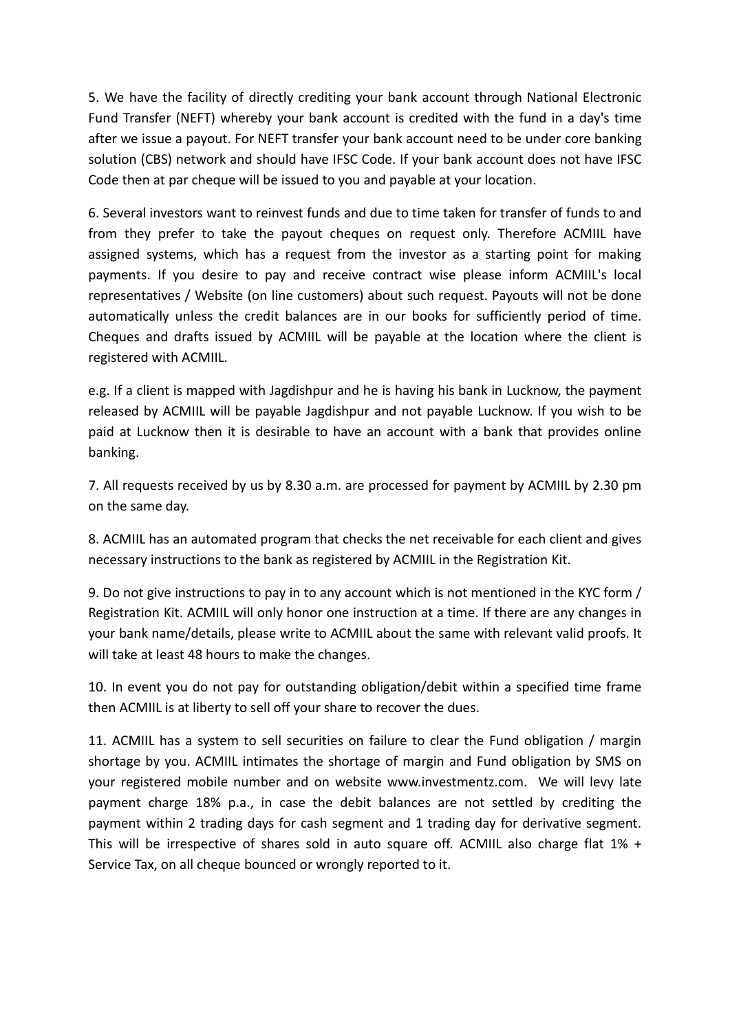5. We have the facility of directly crediting your bank account through National Electronic Fund Transfer (NEFT) whereby your bank account is credited with the fund in a day's time after we issue a payout. For NEFT transfer your bank account need to be under core banking solution (CBS) network and should have IFSC Code. If your bank account does not have IFSC Code then at par cheque will be issued to you and payable at your location.

6. Several investors want to reinvest funds and due to time taken for transfer of funds to and from they prefer to take the payout cheques on request only. Therefore ACMIIL have assigned systems, which has a request from the investor as a starting point for making payments. If you desire to pay and receive contract wise please inform ACMIIL's local representatives / Website (on line customers) about such request. Payouts will not be done automatically unless the credit balances are in our books for sufficiently period of time. Cheques and drafts issued by ACMIIL will be payable at the location where the client is registered with ACMIIL.

e.g. If a client is mapped with Jagdishpur and he is having his bank in Lucknow, the payment released by ACMIIL will be payable Jagdishpur and not payable Lucknow. If you wish to be paid at Lucknow then it is desirable to have an account with a bank that provides online banking.

7. All requests received by us by 8.30 a.m. are processed for payment by ACMIIL by 2.30 pm on the same day.

8. ACMIIL has an automated program that checks the net receivable for each client and gives necessary instructions to the bank as registered by ACMIIL in the Registration Kit.

9. Do not give instructions to pay in to any account which is not mentioned in the KYC form / Registration Kit. ACMIIL will only honor one instruction at a time. If there are any changes in your bank name/details, please write to ACMIIL about the same with relevant valid proofs. It will take at least 48 hours to make the changes.

10. In event you do not pay for outstanding obligation/debit within a specified time frame then ACMIIL is at liberty to sell off your share to recover the dues.

11. ACMIIL has a system to sell securities on failure to clear the Fund obligation / margin shortage by you. ACMIIL intimates the shortage of margin and Fund obligation by SMS on your registered mobile number and on website www.investmentz.com. We will levy late payment charge 18% p.a., in case the debit balances are not settled by crediting the payment within 2 trading days for cash segment and 1 trading day for derivative segment. This will be irrespective of shares sold in auto square off. ACMIIL also charge flat 1% + Service Tax, on all cheque bounced or wrongly reported to it.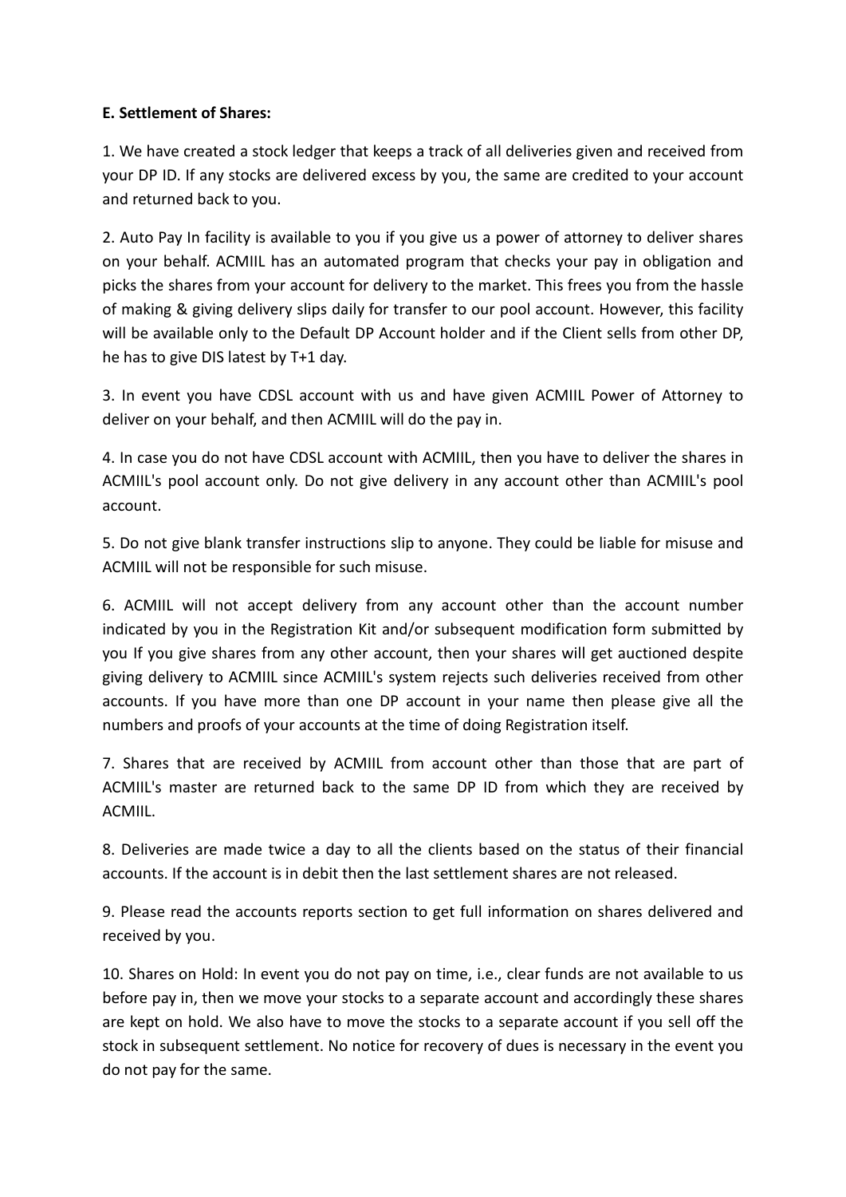**E. Settlement of Shares:**

1. We have created a stock ledger that keeps a track of all deliveries given and received from your DP ID. If any stocks are delivered excess by you, the same are credited to your account and returned back to you.

2. Auto Pay In facility is available to you if you give us a power of attorney to deliver shares on your behalf. ACMIIL has an automated program that checks your pay in obligation and picks the shares from your account for delivery to the market. This frees you from the hassle of making & giving delivery slips daily for transfer to our pool account. However, this facility will be available only to the Default DP Account holder and if the Client sells from other DP, he has to give DIS latest by T+1 day.

3. In event you have CDSL account with us and have given ACMIIL Power of Attorney to deliver on your behalf, and then ACMIIL will do the pay in.

4. In case you do not have CDSL account with ACMIIL, then you have to deliver the shares in ACMIIL's pool account only. Do not give delivery in any account other than ACMIIL's pool account.

5. Do not give blank transfer instructions slip to anyone. They could be liable for misuse and ACMIIL will not be responsible for such misuse.

6. ACMIIL will not accept delivery from any account other than the account number indicated by you in the Registration Kit and/or subsequent modification form submitted by you If you give shares from any other account, then your shares will get auctioned despite giving delivery to ACMIIL since ACMIIL's system rejects such deliveries received from other accounts. If you have more than one DP account in your name then please give all the numbers and proofs of your accounts at the time of doing Registration itself.

7. Shares that are received by ACMIIL from account other than those that are part of ACMIIL's master are returned back to the same DP ID from which they are received by ACMIIL.

8. Deliveries are made twice a day to all the clients based on the status of their financial accounts. If the account is in debit then the last settlement shares are not released.

9. Please read the accounts reports section to get full information on shares delivered and received by you.

10. Shares on Hold: In event you do not pay on time, i.e., clear funds are not available to us before pay in, then we move your stocks to a separate account and accordingly these shares are kept on hold. We also have to move the stocks to a separate account if you sell off the stock in subsequent settlement. No notice for recovery of dues is necessary in the event you do not pay for the same.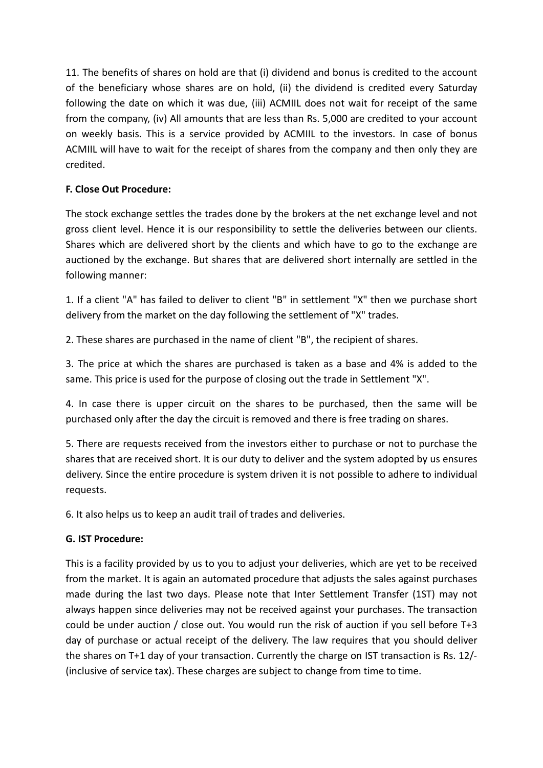11. The benefits of shares on hold are that (i) dividend and bonus is credited to the account of the beneficiary whose shares are on hold, (ii) the dividend is credited every Saturday following the date on which it was due, (iii) ACMIIL does not wait for receipt of the same from the company, (iv) All amounts that are less than Rs. 5,000 are credited to your account on weekly basis. This is a service provided by ACMIIL to the investors. In case of bonus ACMIIL will have to wait for the receipt of shares from the company and then only they are credited.

**F. Close Out Procedure:**

The stock exchange settles the trades done by the brokers at the net exchange level and not gross client level. Hence it is our responsibility to settle the deliveries between our clients. Shares which are delivered short by the clients and which have to go to the exchange are auctioned by the exchange. But shares that are delivered short internally are settled in the following manner:

1. If a client "A" has failed to deliver to client "B" in settlement "X" then we purchase short delivery from the market on the day following the settlement of "X" trades.

2. These shares are purchased in the name of client "B", the recipient of shares.

3. The price at which the shares are purchased is taken as a base and 4% is added to the same. This price is used for the purpose of closing out the trade in Settlement "X".

4. In case there is upper circuit on the shares to be purchased, then the same will be purchased only after the day the circuit is removed and there is free trading on shares.

5. There are requests received from the investors either to purchase or not to purchase the shares that are received short. It is our duty to deliver and the system adopted by us ensures delivery. Since the entire procedure is system driven it is not possible to adhere to individual requests.

6. It also helps us to keep an audit trail of trades and deliveries.

**G. IST Procedure:**

This is a facility provided by us to you to adjust your deliveries, which are yet to be received from the market. It is again an automated procedure that adjusts the sales against purchases made during the last two days. Please note that Inter Settlement Transfer (1ST) may not always happen since deliveries may not be received against your purchases. The transaction could be under auction / close out. You would run the risk of auction if you sell before T+3 day of purchase or actual receipt of the delivery. The law requires that you should deliver the shares on T+1 day of your transaction. Currently the charge on IST transaction is Rs. 12/- (inclusive of service tax). These charges are subject to change from time to time.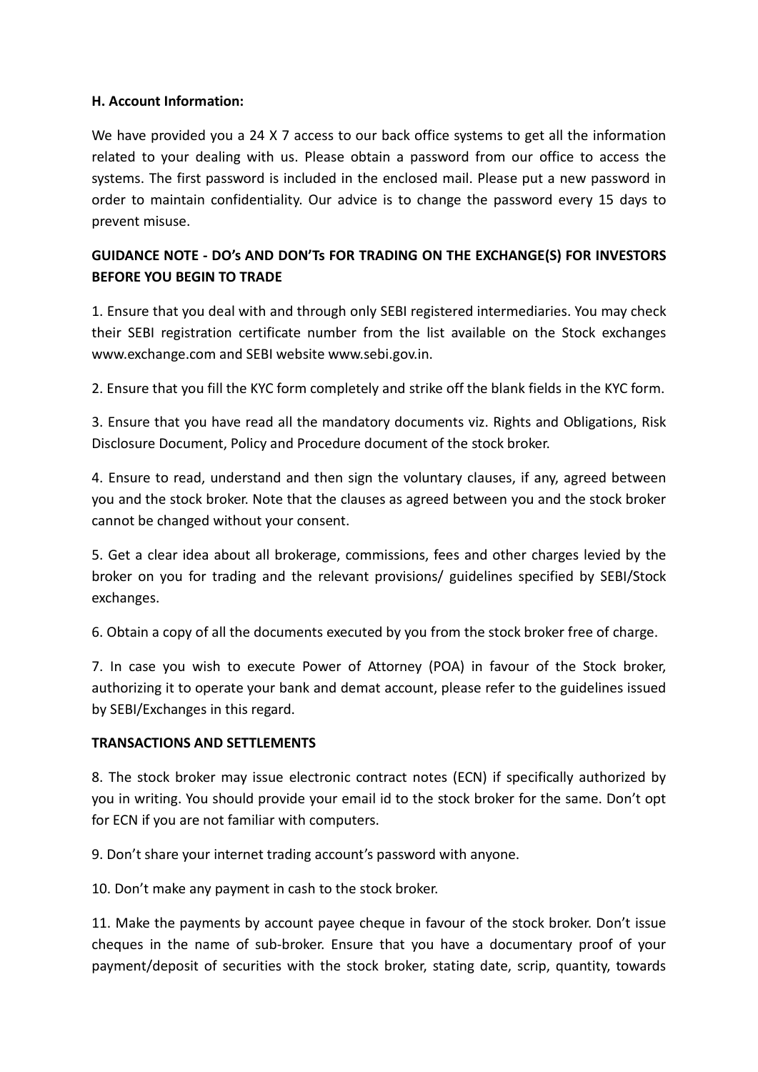**H. Account Information:**

We have provided you a 24 X 7 access to our back office systems to get all the information related to your dealing with us. Please obtain a password from our office to access the systems. The first password is included in the enclosed mail. Please put a new password in order to maintain confidentiality. Our advice is to change the password every 15 days to prevent misuse.

**GUIDANCE NOTE - DO's AND DON'Ts FOR TRADING ON THE EXCHANGE(S) FOR INVESTORS BEFORE YOU BEGIN TO TRADE**

1. Ensure that you deal with and through only SEBI registered intermediaries. You may check their SEBI registration certificate number from the list available on the Stock exchanges www.exchange.com and SEBI website www.sebi.gov.in.

2. Ensure that you fill the KYC form completely and strike off the blank fields in the KYC form.

3. Ensure that you have read all the mandatory documents viz. Rights and Obligations, Risk Disclosure Document, Policy and Procedure document of the stock broker.

4. Ensure to read, understand and then sign the voluntary clauses, if any, agreed between you and the stock broker. Note that the clauses as agreed between you and the stock broker cannot be changed without your consent.

5. Get a clear idea about all brokerage, commissions, fees and other charges levied by the broker on you for trading and the relevant provisions/ guidelines specified by SEBI/Stock exchanges.

6. Obtain a copy of all the documents executed by you from the stock broker free of charge.

7. In case you wish to execute Power of Attorney (POA) in favour of the Stock broker, authorizing it to operate your bank and demat account, please refer to the guidelines issued by SEBI/Exchanges in this regard.

**TRANSACTIONS AND SETTLEMENTS**

8. The stock broker may issue electronic contract notes (ECN) if specifically authorized by you in writing. You should provide your email id to the stock broker for the same. Don't opt for ECN if you are not familiar with computers.

9. Don't share your internet trading account's password with anyone.

10. Don't make any payment in cash to the stock broker.

11. Make the payments by account payee cheque in favour of the stock broker. Don't issue cheques in the name of sub-broker. Ensure that you have a documentary proof of your payment/deposit of securities with the stock broker, stating date, scrip, quantity, towards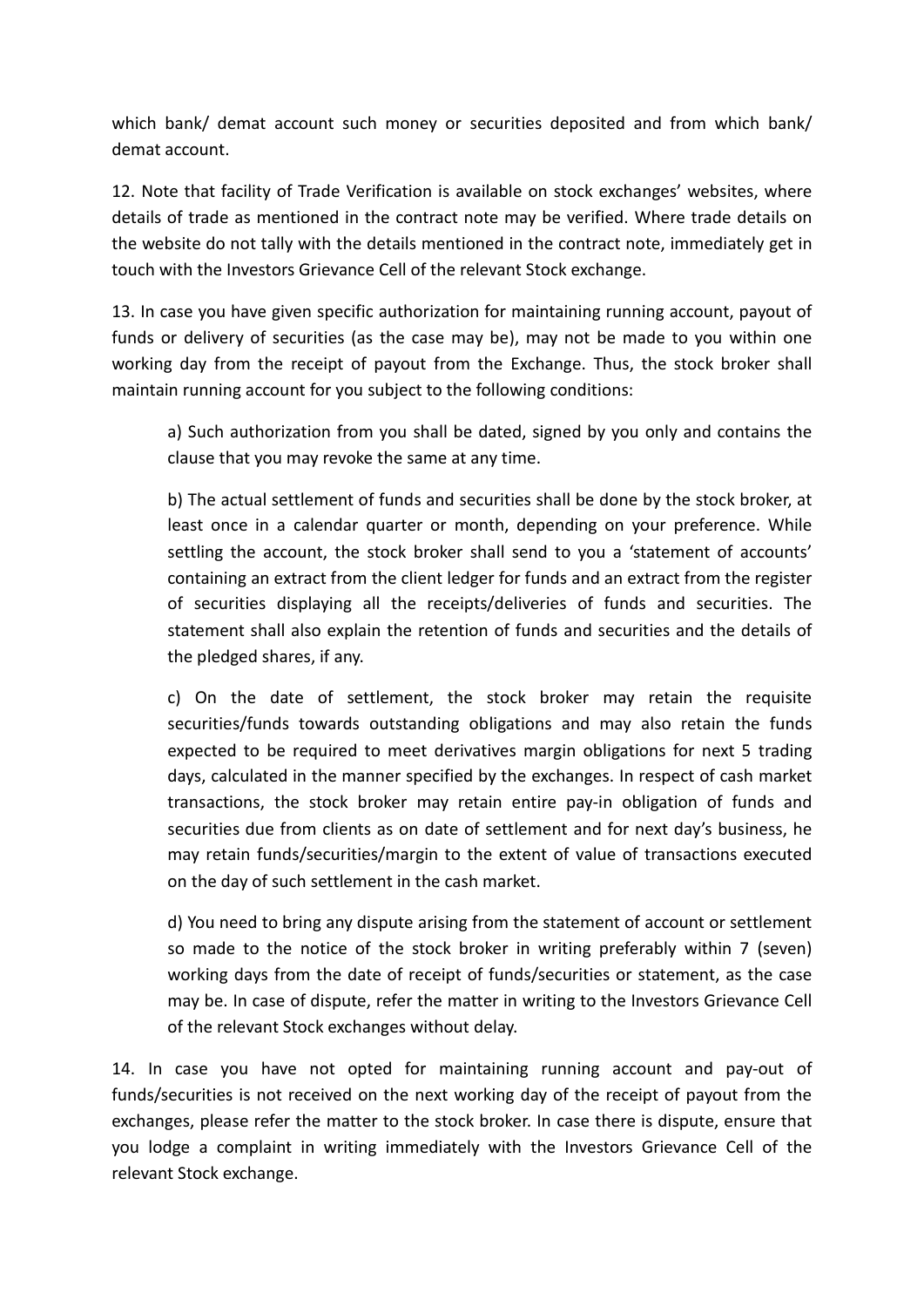which bank/ demat account such money or securities deposited and from which bank/ demat account.

12. Note that facility of Trade Verification is available on stock exchanges' websites, where details of trade as mentioned in the contract note may be verified. Where trade details on the website do not tally with the details mentioned in the contract note, immediately get in touch with the Investors Grievance Cell of the relevant Stock exchange.

13. In case you have given specific authorization for maintaining running account, payout of funds or delivery of securities (as the case may be), may not be made to you within one working day from the receipt of payout from the Exchange. Thus, the stock broker shall maintain running account for you subject to the following conditions:

> a) Such authorization from you shall be dated, signed by you only and contains the clause that you may revoke the same at any time.
>
> b) The actual settlement of funds and securities shall be done by the stock broker, at least once in a calendar quarter or month, depending on your preference. While settling the account, the stock broker shall send to you a 'statement of accounts' containing an extract from the client ledger for funds and an extract from the register of securities displaying all the receipts/deliveries of funds and securities. The statement shall also explain the retention of funds and securities and the details of the pledged shares, if any.
>
> c) On the date of settlement, the stock broker may retain the requisite securities/funds towards outstanding obligations and may also retain the funds expected to be required to meet derivatives margin obligations for next 5 trading days, calculated in the manner specified by the exchanges. In respect of cash market transactions, the stock broker may retain entire pay-in obligation of funds and securities due from clients as on date of settlement and for next day's business, he may retain funds/securities/margin to the extent of value of transactions executed on the day of such settlement in the cash market.
>
> d) You need to bring any dispute arising from the statement of account or settlement so made to the notice of the stock broker in writing preferably within 7 (seven) working days from the date of receipt of funds/securities or statement, as the case may be. In case of dispute, refer the matter in writing to the Investors Grievance Cell of the relevant Stock exchanges without delay.

14. In case you have not opted for maintaining running account and pay-out of funds/securities is not received on the next working day of the receipt of payout from the exchanges, please refer the matter to the stock broker. In case there is dispute, ensure that you lodge a complaint in writing immediately with the Investors Grievance Cell of the relevant Stock exchange.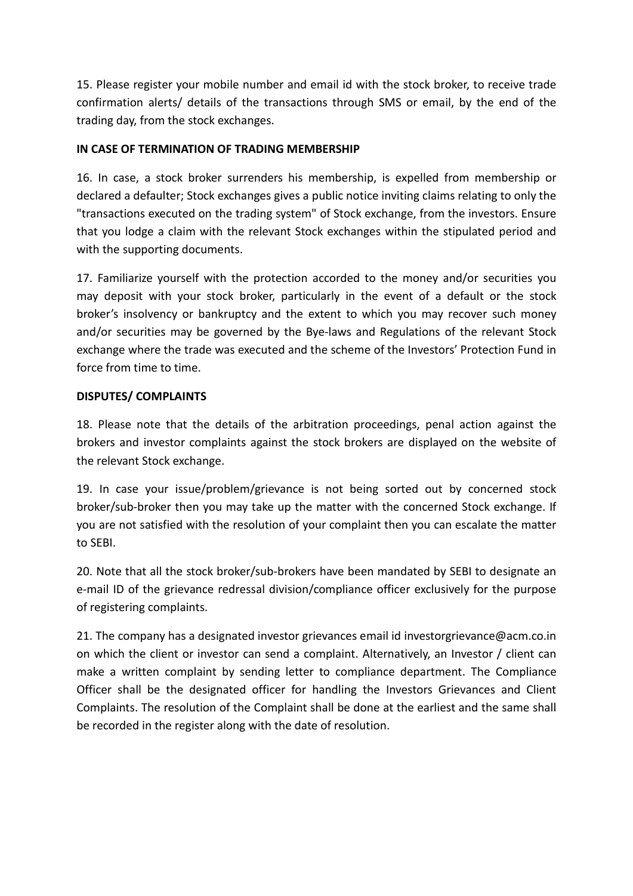15. Please register your mobile number and email id with the stock broker, to receive trade confirmation alerts/ details of the transactions through SMS or email, by the end of the trading day, from the stock exchanges.

**IN CASE OF TERMINATION OF TRADING MEMBERSHIP**

16. In case, a stock broker surrenders his membership, is expelled from membership or declared a defaulter; Stock exchanges gives a public notice inviting claims relating to only the "transactions executed on the trading system" of Stock exchange, from the investors. Ensure that you lodge a claim with the relevant Stock exchanges within the stipulated period and with the supporting documents.

17. Familiarize yourself with the protection accorded to the money and/or securities you may deposit with your stock broker, particularly in the event of a default or the stock broker's insolvency or bankruptcy and the extent to which you may recover such money and/or securities may be governed by the Bye-laws and Regulations of the relevant Stock exchange where the trade was executed and the scheme of the Investors' Protection Fund in force from time to time.

**DISPUTES/ COMPLAINTS**

18. Please note that the details of the arbitration proceedings, penal action against the brokers and investor complaints against the stock brokers are displayed on the website of the relevant Stock exchange.

19. In case your issue/problem/grievance is not being sorted out by concerned stock broker/sub-broker then you may take up the matter with the concerned Stock exchange. If you are not satisfied with the resolution of your complaint then you can escalate the matter to SEBI.

20. Note that all the stock broker/sub-brokers have been mandated by SEBI to designate an e-mail ID of the grievance redressal division/compliance officer exclusively for the purpose of registering complaints.

21. The company has a designated investor grievances email id investorgrievance@acm.co.in on which the client or investor can send a complaint. Alternatively, an Investor / client can make a written complaint by sending letter to compliance department. The Compliance Officer shall be the designated officer for handling the Investors Grievances and Client Complaints. The resolution of the Complaint shall be done at the earliest and the same shall be recorded in the register along with the date of resolution.